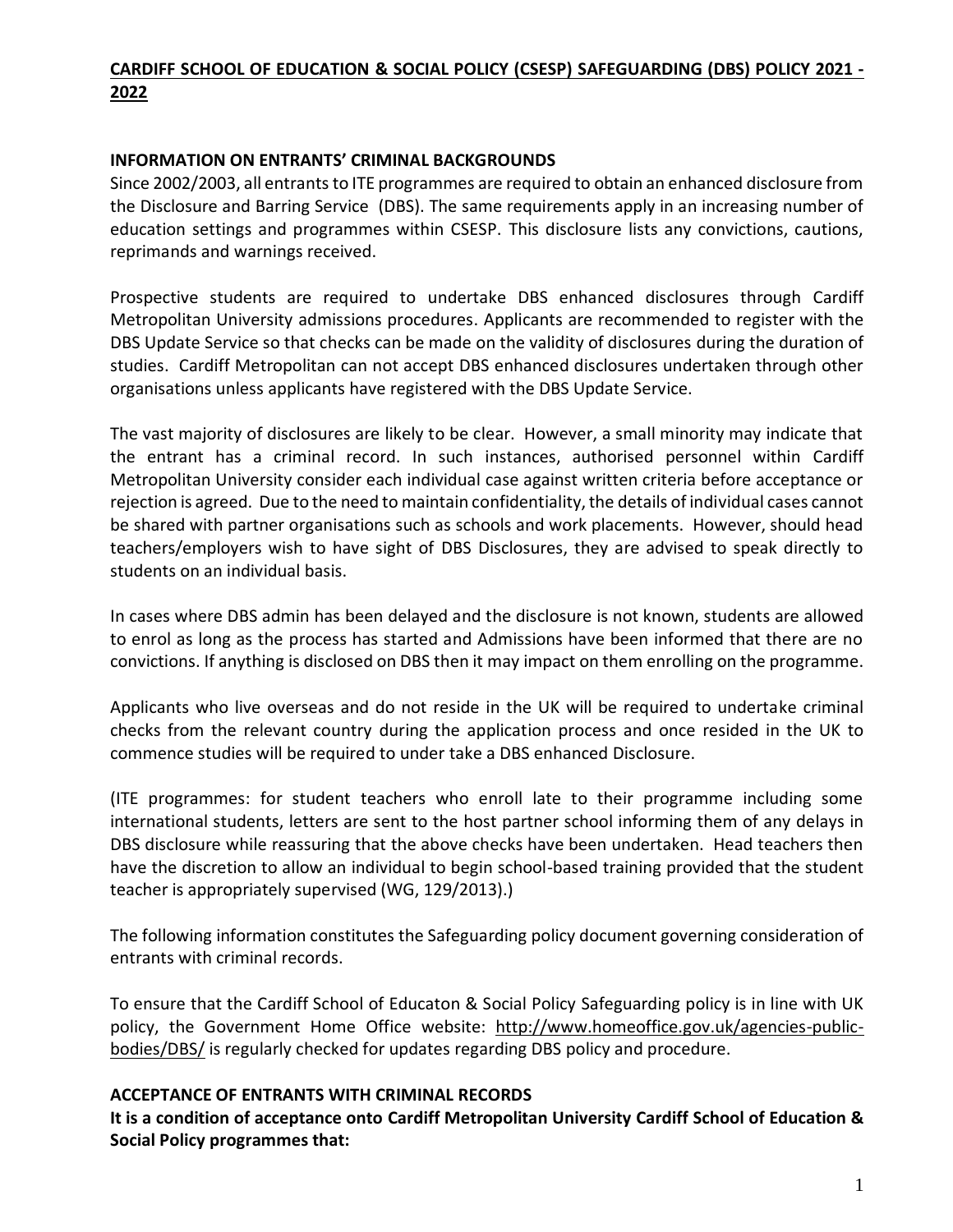# CARDIFF SCHOOL OF EDUCATION & SOCIAL POLICY (CSESP) SAFEGUARDING (DBS) POLICY 2021 - 2022

## INFORMATION ON ENTRANTS' CRIMINAL BACKGROUNDS

Since 2002/2003, all entrants to ITE programmes are required to obtain an enhanced disclosure from the Disclosure and Barring Service (DBS). The same requirements apply in an increasing number of education settings and programmes within CSESP. This disclosure lists any convictions, cautions, reprimands and warnings received.

Prospective students are required to undertake DBS enhanced disclosures through Cardiff Metropolitan University admissions procedures. Applicants are recommended to register with the DBS Update Service so that checks can be made on the validity of disclosures during the duration of studies. Cardiff Metropolitan can not accept DBS enhanced disclosures undertaken through other organisations unless applicants have registered with the DBS Update Service.

The vast majority of disclosures are likely to be clear. However, a small minority may indicate that the entrant has a criminal record. In such instances, authorised personnel within Cardiff Metropolitan University consider each individual case against written criteria before acceptance or rejection is agreed. Due to the need to maintain confidentiality, the details of individual cases cannot be shared with partner organisations such as schools and work placements. However, should head teachers/employers wish to have sight of DBS Disclosures, they are advised to speak directly to students on an individual basis.

In cases where DBS admin has been delayed and the disclosure is not known, students are allowed to enrol as long as the process has started and Admissions have been informed that there are no convictions. If anything is disclosed on DBS then it may impact on them enrolling on the programme.

Applicants who live overseas and do not reside in the UK will be required to undertake criminal checks from the relevant country during the application process and once resided in the UK to commence studies will be required to under take a DBS enhanced Disclosure.

(ITE programmes: for student teachers who enroll late to their programme including some international students, letters are sent to the host partner school informing them of any delays in DBS disclosure while reassuring that the above checks have been undertaken. Head teachers then have the discretion to allow an individual to begin school-based training provided that the student teacher is appropriately supervised (WG, 129/2013).)

The following information constitutes the Safeguarding policy document governing consideration of entrants with criminal records.

To ensure that the Cardiff School of Educaton & Social Policy Safeguarding policy is in line with UK policy, the Government Home Office website: http://www.homeoffice.gov.uk/agencies-public-bodies/DBS/ is regularly checked for updates regarding DBS policy and procedure.

## ACCEPTANCE OF ENTRANTS WITH CRIMINAL RECORDS

**It is a condition of acceptance onto Cardiff Metropolitan University Cardiff School of Education & Social Policy programmes that:**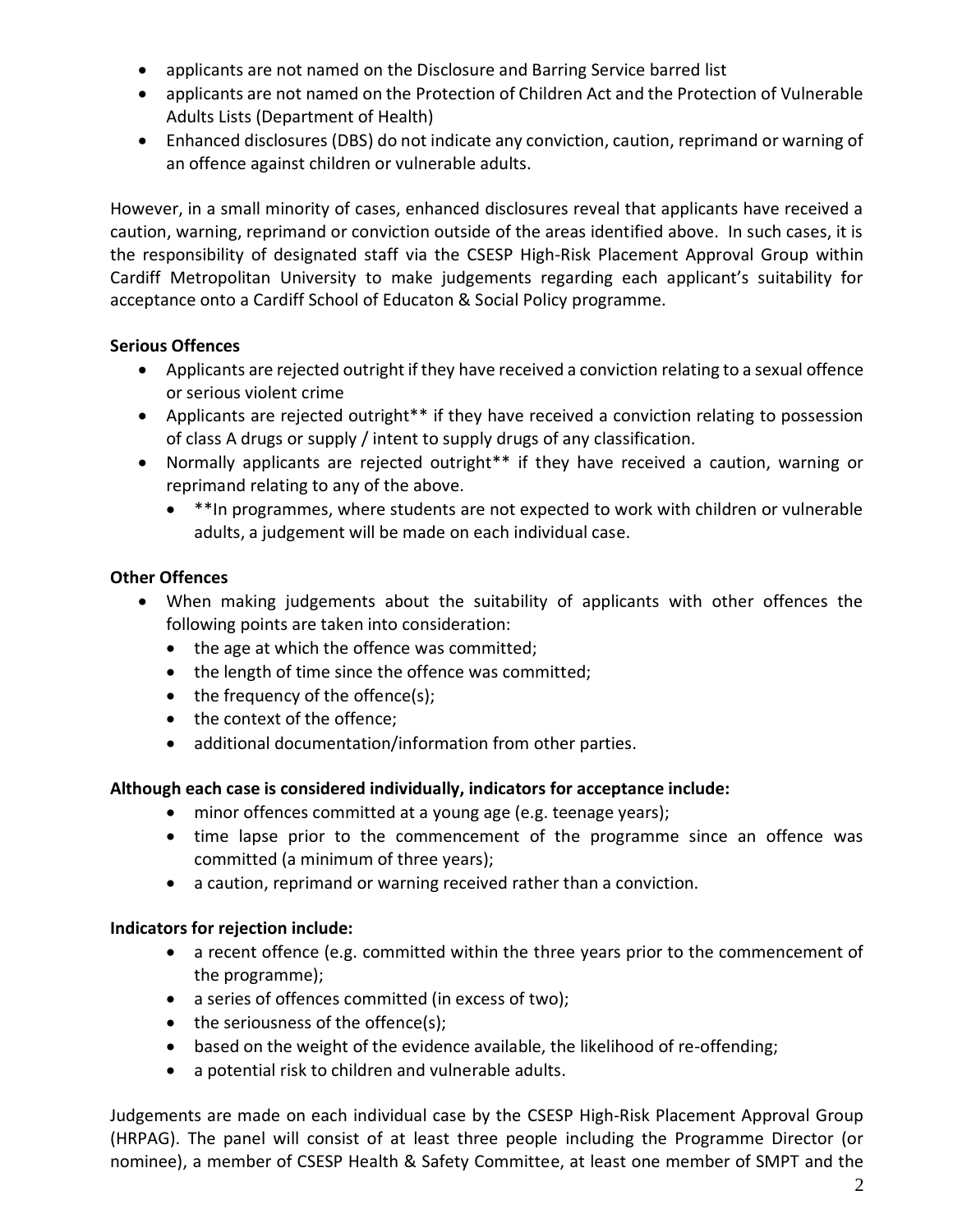- applicants are not named on the Disclosure and Barring Service barred list
- applicants are not named on the Protection of Children Act and the Protection of Vulnerable Adults Lists (Department of Health)
- Enhanced disclosures (DBS) do not indicate any conviction, caution, reprimand or warning of an offence against children or vulnerable adults.

However, in a small minority of cases, enhanced disclosures reveal that applicants have received a caution, warning, reprimand or conviction outside of the areas identified above. In such cases, it is the responsibility of designated staff via the CSESP High-Risk Placement Approval Group within Cardiff Metropolitan University to make judgements regarding each applicant's suitability for acceptance onto a Cardiff School of Educaton & Social Policy programme.

**Serious Offences**

- Applicants are rejected outright if they have received a conviction relating to a sexual offence or serious violent crime
- Applicants are rejected outright** if they have received a conviction relating to possession of class A drugs or supply / intent to supply drugs of any classification.
- Normally applicants are rejected outright** if they have received a caution, warning or reprimand relating to any of the above.
  - **In programmes, where students are not expected to work with children or vulnerable adults, a judgement will be made on each individual case.

**Other Offences**

- When making judgements about the suitability of applicants with other offences the following points are taken into consideration:
  - the age at which the offence was committed;
  - the length of time since the offence was committed;
  - the frequency of the offence(s);
  - the context of the offence;
  - additional documentation/information from other parties.

**Although each case is considered individually, indicators for acceptance include:**

- minor offences committed at a young age (e.g. teenage years);
- time lapse prior to the commencement of the programme since an offence was committed (a minimum of three years);
- a caution, reprimand or warning received rather than a conviction.

**Indicators for rejection include:**

- a recent offence (e.g. committed within the three years prior to the commencement of the programme);
- a series of offences committed (in excess of two);
- the seriousness of the offence(s);
- based on the weight of the evidence available, the likelihood of re-offending;
- a potential risk to children and vulnerable adults.

Judgements are made on each individual case by the CSESP High-Risk Placement Approval Group (HRPAG). The panel will consist of at least three people including the Programme Director (or nominee), a member of CSESP Health & Safety Committee, at least one member of SMPT and the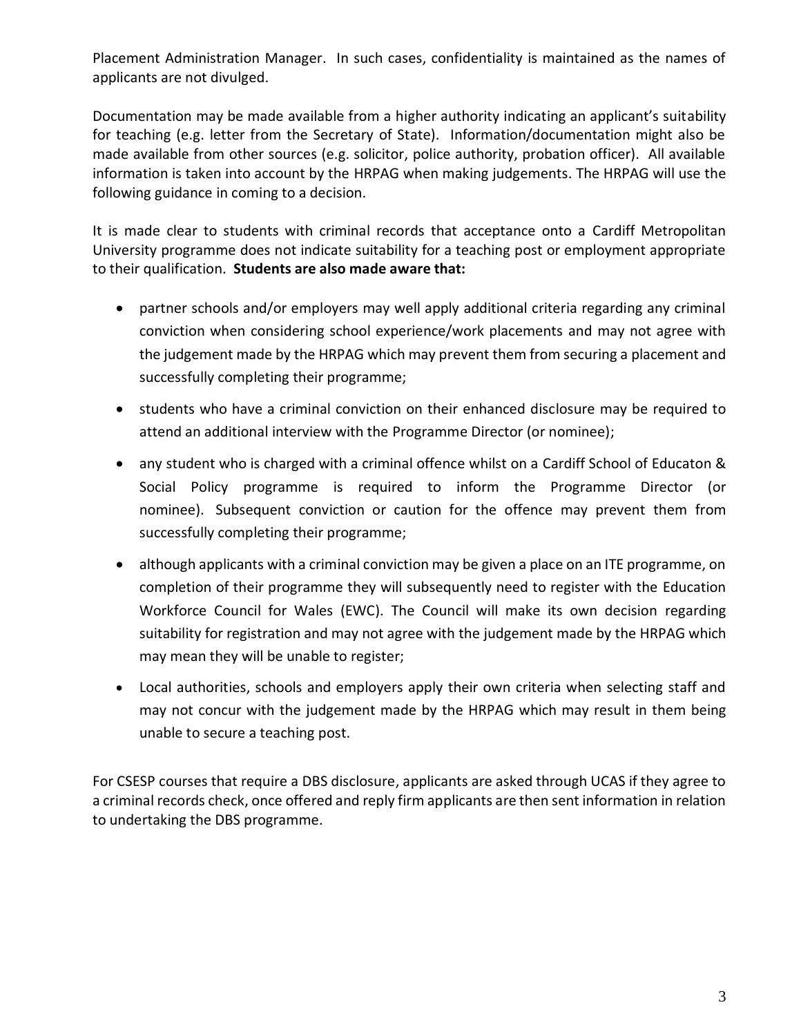Placement Administration Manager. In such cases, confidentiality is maintained as the names of applicants are not divulged.

Documentation may be made available from a higher authority indicating an applicant's suitability for teaching (e.g. letter from the Secretary of State). Information/documentation might also be made available from other sources (e.g. solicitor, police authority, probation officer). All available information is taken into account by the HRPAG when making judgements. The HRPAG will use the following guidance in coming to a decision.

It is made clear to students with criminal records that acceptance onto a Cardiff Metropolitan University programme does not indicate suitability for a teaching post or employment appropriate to their qualification. **Students are also made aware that:**

- partner schools and/or employers may well apply additional criteria regarding any criminal conviction when considering school experience/work placements and may not agree with the judgement made by the HRPAG which may prevent them from securing a placement and successfully completing their programme;
- students who have a criminal conviction on their enhanced disclosure may be required to attend an additional interview with the Programme Director (or nominee);
- any student who is charged with a criminal offence whilst on a Cardiff School of Educaton & Social Policy programme is required to inform the Programme Director (or nominee). Subsequent conviction or caution for the offence may prevent them from successfully completing their programme;
- although applicants with a criminal conviction may be given a place on an ITE programme, on completion of their programme they will subsequently need to register with the Education Workforce Council for Wales (EWC). The Council will make its own decision regarding suitability for registration and may not agree with the judgement made by the HRPAG which may mean they will be unable to register;
- Local authorities, schools and employers apply their own criteria when selecting staff and may not concur with the judgement made by the HRPAG which may result in them being unable to secure a teaching post.

For CSESP courses that require a DBS disclosure, applicants are asked through UCAS if they agree to a criminal records check, once offered and reply firm applicants are then sent information in relation to undertaking the DBS programme.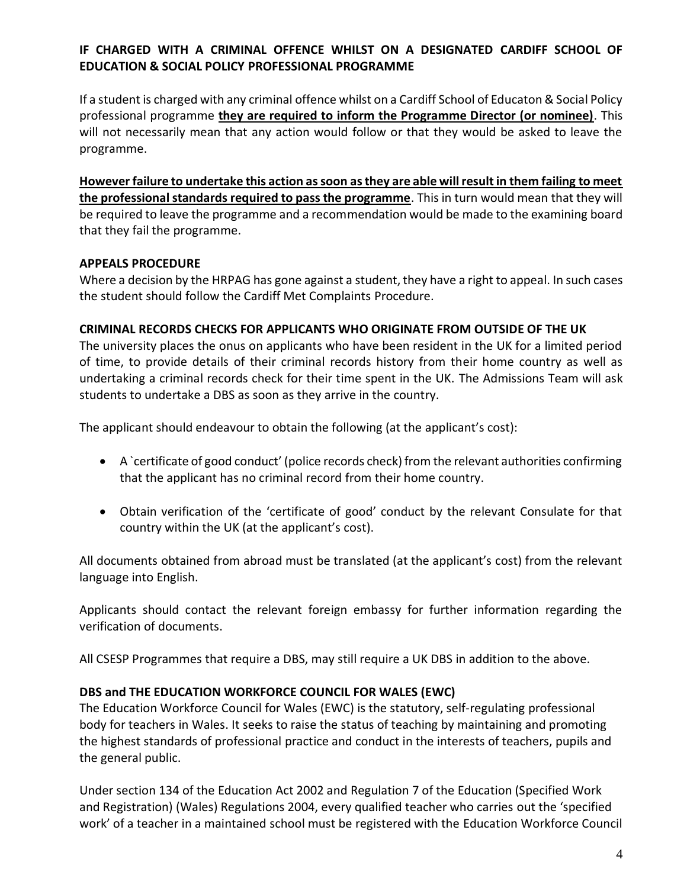**IF CHARGED WITH A CRIMINAL OFFENCE WHILST ON A DESIGNATED CARDIFF SCHOOL OF EDUCATION & SOCIAL POLICY PROFESSIONAL PROGRAMME**

If a student is charged with any criminal offence whilst on a Cardiff School of Educaton & Social Policy professional programme **they are required to inform the Programme Director (or nominee)**. This will not necessarily mean that any action would follow or that they would be asked to leave the programme.

**However failure to undertake this action as soon as they are able will result in them failing to meet the professional standards required to pass the programme**. This in turn would mean that they will be required to leave the programme and a recommendation would be made to the examining board that they fail the programme.

**APPEALS PROCEDURE**

Where a decision by the HRPAG has gone against a student, they have a right to appeal. In such cases the student should follow the Cardiff Met Complaints Procedure.

**CRIMINAL RECORDS CHECKS FOR APPLICANTS WHO ORIGINATE FROM OUTSIDE OF THE UK**

The university places the onus on applicants who have been resident in the UK for a limited period of time, to provide details of their criminal records history from their home country as well as undertaking a criminal records check for their time spent in the UK. The Admissions Team will ask students to undertake a DBS as soon as they arrive in the country.

The applicant should endeavour to obtain the following (at the applicant's cost):

- A `certificate of good conduct' (police records check) from the relevant authorities confirming that the applicant has no criminal record from their home country.
- Obtain verification of the 'certificate of good' conduct by the relevant Consulate for that country within the UK (at the applicant's cost).

All documents obtained from abroad must be translated (at the applicant's cost) from the relevant language into English.

Applicants should contact the relevant foreign embassy for further information regarding the verification of documents.

All CSESP Programmes that require a DBS, may still require a UK DBS in addition to the above.

**DBS and THE EDUCATION WORKFORCE COUNCIL FOR WALES (EWC)**

The Education Workforce Council for Wales (EWC) is the statutory, self-regulating professional body for teachers in Wales. It seeks to raise the status of teaching by maintaining and promoting the highest standards of professional practice and conduct in the interests of teachers, pupils and the general public.

Under section 134 of the Education Act 2002 and Regulation 7 of the Education (Specified Work and Registration) (Wales) Regulations 2004, every qualified teacher who carries out the 'specified work' of a teacher in a maintained school must be registered with the Education Workforce Council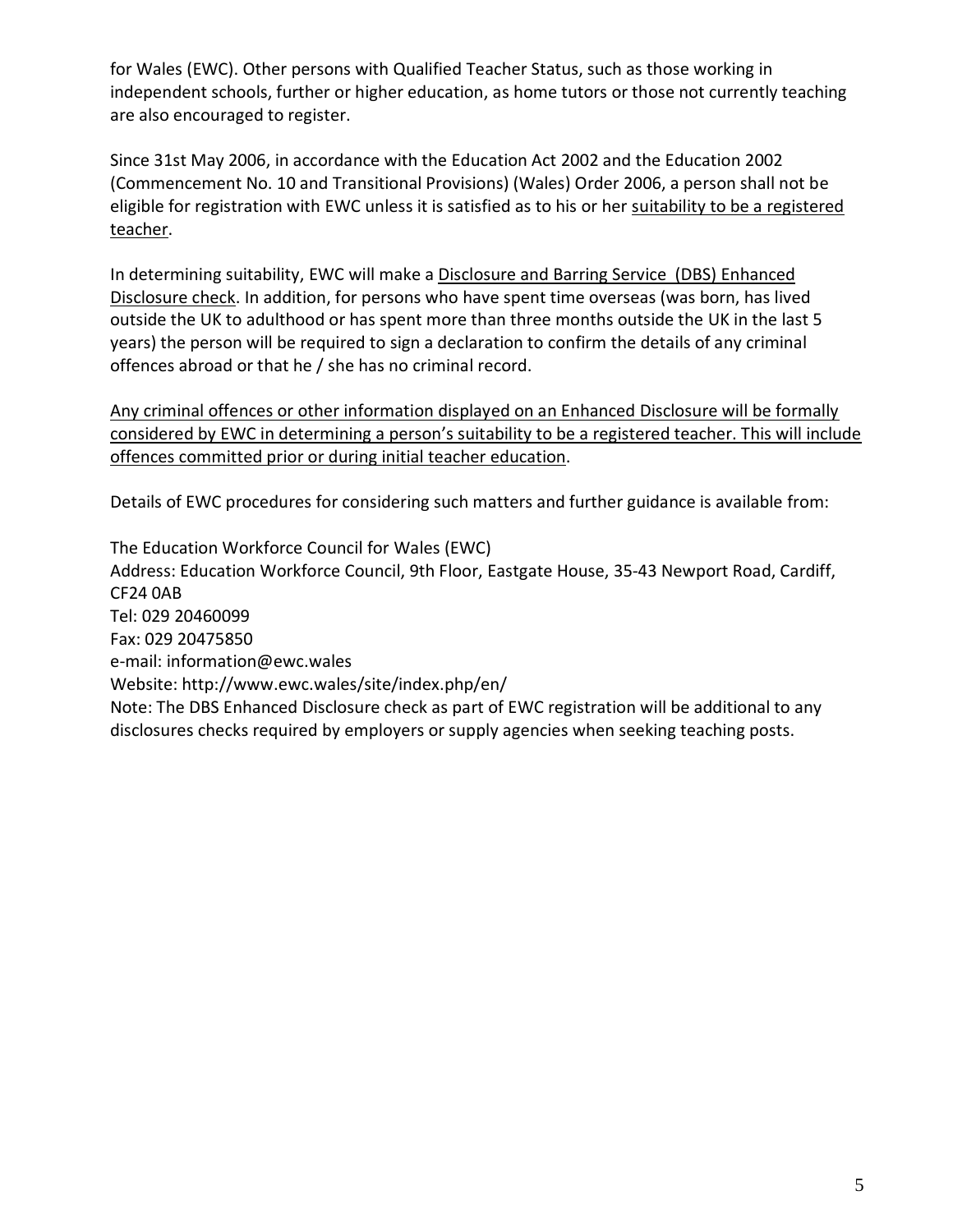for Wales (EWC). Other persons with Qualified Teacher Status, such as those working in independent schools, further or higher education, as home tutors or those not currently teaching are also encouraged to register.

Since 31st May 2006, in accordance with the Education Act 2002 and the Education 2002 (Commencement No. 10 and Transitional Provisions) (Wales) Order 2006, a person shall not be eligible for registration with EWC unless it is satisfied as to his or her suitability to be a registered teacher.

In determining suitability, EWC will make a Disclosure and Barring Service (DBS) Enhanced Disclosure check. In addition, for persons who have spent time overseas (was born, has lived outside the UK to adulthood or has spent more than three months outside the UK in the last 5 years) the person will be required to sign a declaration to confirm the details of any criminal offences abroad or that he / she has no criminal record.

Any criminal offences or other information displayed on an Enhanced Disclosure will be formally considered by EWC in determining a person's suitability to be a registered teacher. This will include offences committed prior or during initial teacher education.

Details of EWC procedures for considering such matters and further guidance is available from:

The Education Workforce Council for Wales (EWC)
Address: Education Workforce Council, 9th Floor, Eastgate House, 35-43 Newport Road, Cardiff, CF24 0AB
Tel: 029 20460099
Fax: 029 20475850
e-mail: information@ewc.wales
Website: http://www.ewc.wales/site/index.php/en/
Note: The DBS Enhanced Disclosure check as part of EWC registration will be additional to any disclosures checks required by employers or supply agencies when seeking teaching posts.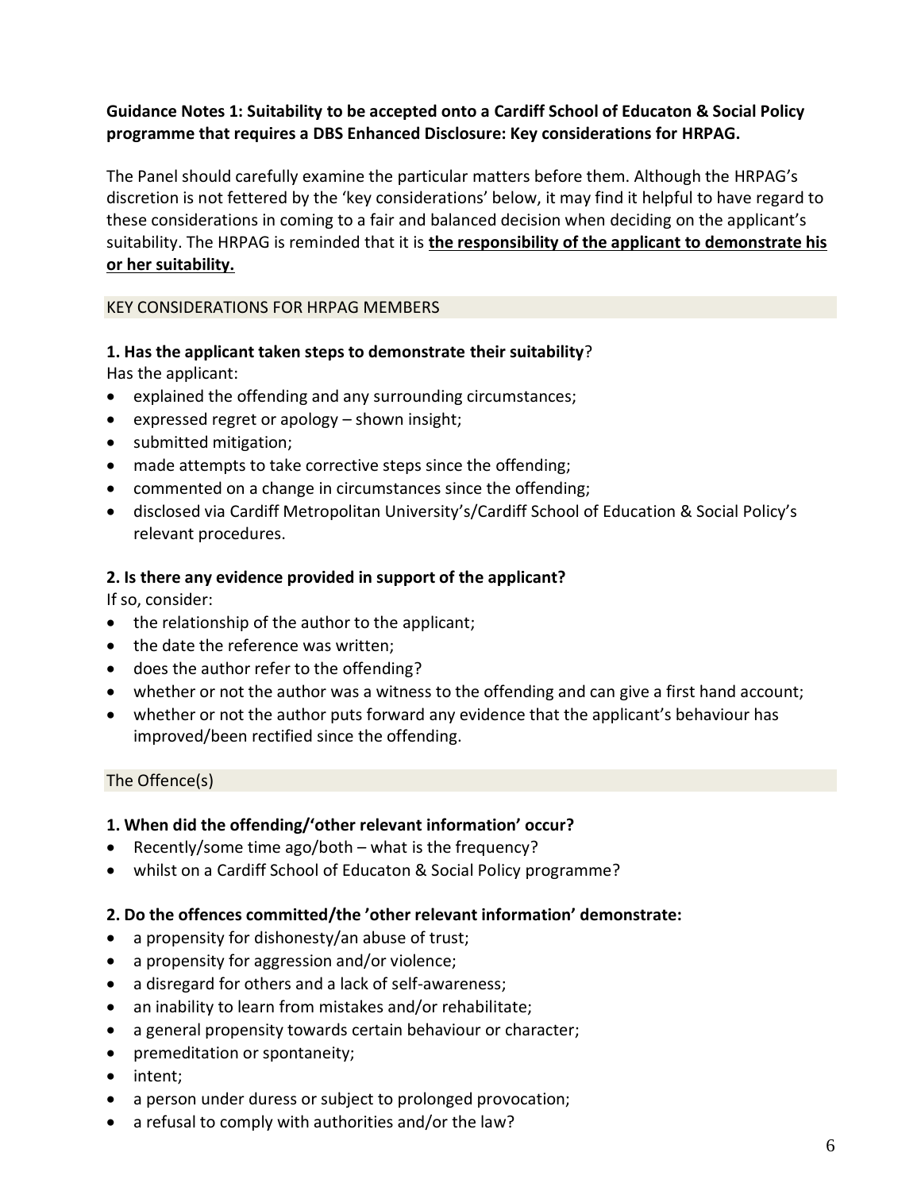**Guidance Notes 1: Suitability to be accepted onto a Cardiff School of Educaton & Social Policy programme that requires a DBS Enhanced Disclosure: Key considerations for HRPAG.**

The Panel should carefully examine the particular matters before them. Although the HRPAG's discretion is not fettered by the 'key considerations' below, it may find it helpful to have regard to these considerations in coming to a fair and balanced decision when deciding on the applicant's suitability. The HRPAG is reminded that it is **<u>the responsibility of the applicant to demonstrate his or her suitability.</u>**

## KEY CONSIDERATIONS FOR HRPAG MEMBERS

**1. Has the applicant taken steps to demonstrate their suitability**?

Has the applicant:

- explained the offending and any surrounding circumstances;
- expressed regret or apology – shown insight;
- submitted mitigation;
- made attempts to take corrective steps since the offending;
- commented on a change in circumstances since the offending;
- disclosed via Cardiff Metropolitan University's/Cardiff School of Education & Social Policy's relevant procedures.

**2. Is there any evidence provided in support of the applicant?**

If so, consider:

- the relationship of the author to the applicant;
- the date the reference was written;
- does the author refer to the offending?
- whether or not the author was a witness to the offending and can give a first hand account;
- whether or not the author puts forward any evidence that the applicant's behaviour has improved/been rectified since the offending.

## The Offence(s)

**1. When did the offending/'other relevant information' occur?**

- Recently/some time ago/both – what is the frequency?
- whilst on a Cardiff School of Educaton & Social Policy programme?

**2. Do the offences committed/the 'other relevant information' demonstrate:**

- a propensity for dishonesty/an abuse of trust;
- a propensity for aggression and/or violence;
- a disregard for others and a lack of self-awareness;
- an inability to learn from mistakes and/or rehabilitate;
- a general propensity towards certain behaviour or character;
- premeditation or spontaneity;
- intent;
- a person under duress or subject to prolonged provocation;
- a refusal to comply with authorities and/or the law?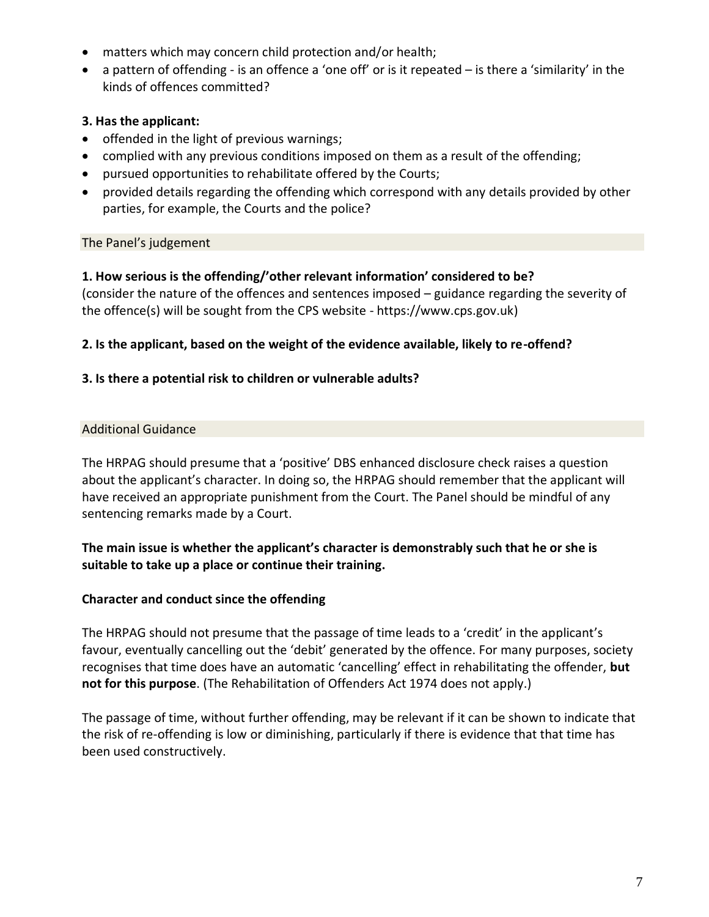- matters which may concern child protection and/or health;
- a pattern of offending - is an offence a 'one off' or is it repeated – is there a 'similarity' in the kinds of offences committed?

**3. Has the applicant:**

- offended in the light of previous warnings;
- complied with any previous conditions imposed on them as a result of the offending;
- pursued opportunities to rehabilitate offered by the Courts;
- provided details regarding the offending which correspond with any details provided by other parties, for example, the Courts and the police?

## The Panel's judgement

**1. How serious is the offending/'other relevant information' considered to be?**
(consider the nature of the offences and sentences imposed – guidance regarding the severity of the offence(s) will be sought from the CPS website - https://www.cps.gov.uk)

**2. Is the applicant, based on the weight of the evidence available, likely to re-offend?**

**3. Is there a potential risk to children or vulnerable adults?**

## Additional Guidance

The HRPAG should presume that a 'positive' DBS enhanced disclosure check raises a question about the applicant's character. In doing so, the HRPAG should remember that the applicant will have received an appropriate punishment from the Court. The Panel should be mindful of any sentencing remarks made by a Court.

**The main issue is whether the applicant's character is demonstrably such that he or she is suitable to take up a place or continue their training.**

**Character and conduct since the offending**

The HRPAG should not presume that the passage of time leads to a 'credit' in the applicant's favour, eventually cancelling out the 'debit' generated by the offence. For many purposes, society recognises that time does have an automatic 'cancelling' effect in rehabilitating the offender, **but not for this purpose**. (The Rehabilitation of Offenders Act 1974 does not apply.)

The passage of time, without further offending, may be relevant if it can be shown to indicate that the risk of re-offending is low or diminishing, particularly if there is evidence that that time has been used constructively.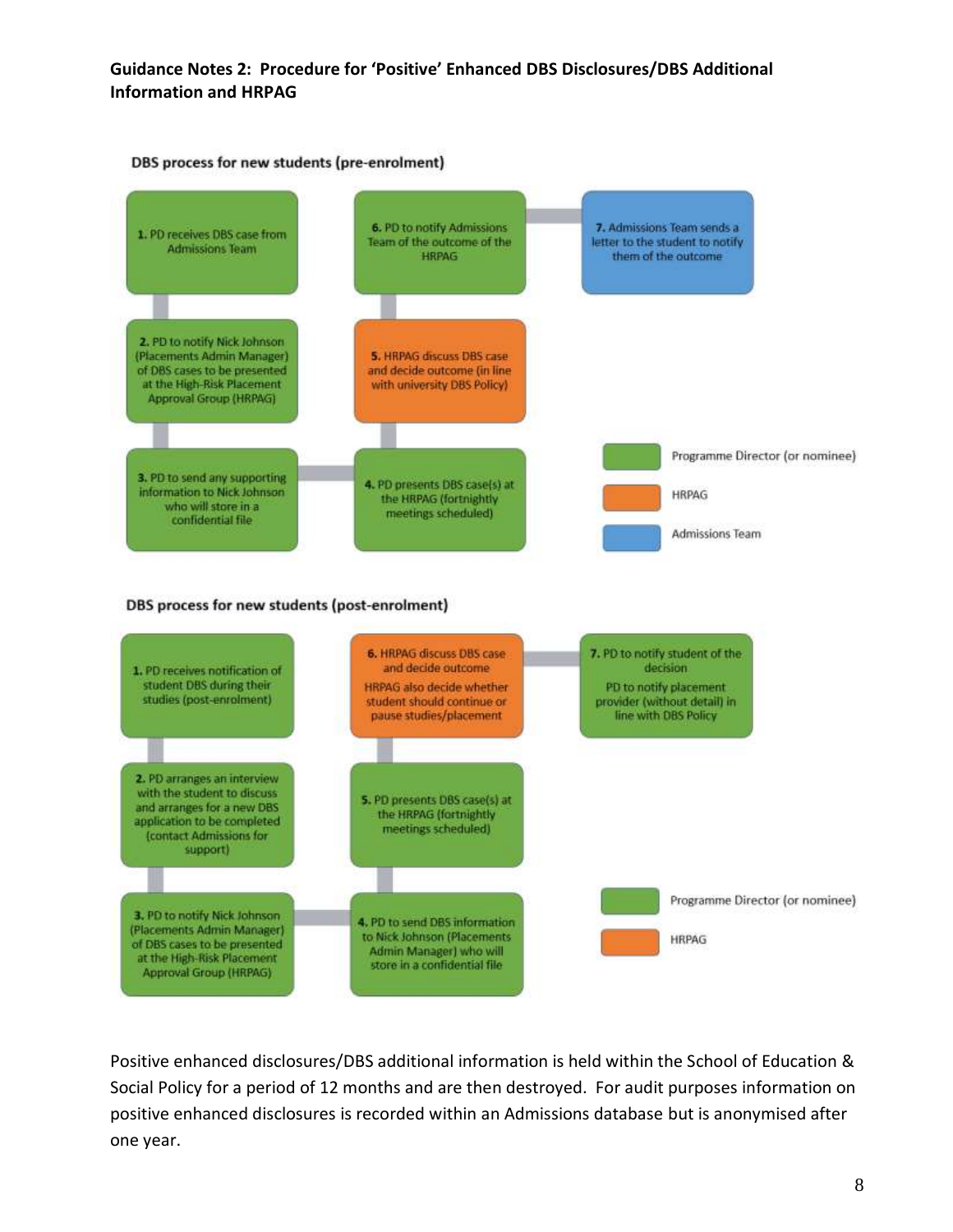**Guidance Notes 2: Procedure for 'Positive' Enhanced DBS Disclosures/DBS Additional Information and HRPAG**

**DBS process for new students (pre-enrolment)**

1. PD receives DBS case from Admissions Team
2. PD to notify Nick Johnson (Placements Admin Manager) of DBS cases to be presented at the High-Risk Placement Approval Group (HRPAG)
3. PD to send any supporting information to Nick Johnson who will store in a confidential file
4. PD presents DBS case(s) at the HRPAG (fortnightly meetings scheduled)
5. HRPAG discuss DBS case and decide outcome (in line with university DBS Policy)
6. PD to notify Admissions Team of the outcome of the HRPAG
7. Admissions Team sends a letter to the student to notify them of the outcome

Key: Programme Director (or nominee) – green; HRPAG – orange; Admissions Team – blue

**DBS process for new students (post-enrolment)**

1. PD receives notification of student DBS during their studies (post-enrolment)
2. PD arranges an interview with the student to discuss and arranges for a new DBS application to be completed (contact Admissions for support)
3. PD to notify Nick Johnson (Placements Admin Manager) of DBS cases to be presented at the High-Risk Placement Approval Group (HRPAG)
4. PD to send DBS information to Nick Johnson (Placements Admin Manager) who will store in a confidential file
5. PD presents DBS case(s) at the HRPAG (fortnightly meetings scheduled)
6. HRPAG discuss DBS case and decide outcome. HRPAG also decide whether student should continue or pause studies/placement
7. PD to notify student of the decision. PD to notify placement provider (without detail) in line with DBS Policy

Key: Programme Director (or nominee) – green; HRPAG – orange

Positive enhanced disclosures/DBS additional information is held within the School of Education & Social Policy for a period of 12 months and are then destroyed. For audit purposes information on positive enhanced disclosures is recorded within an Admissions database but is anonymised after one year.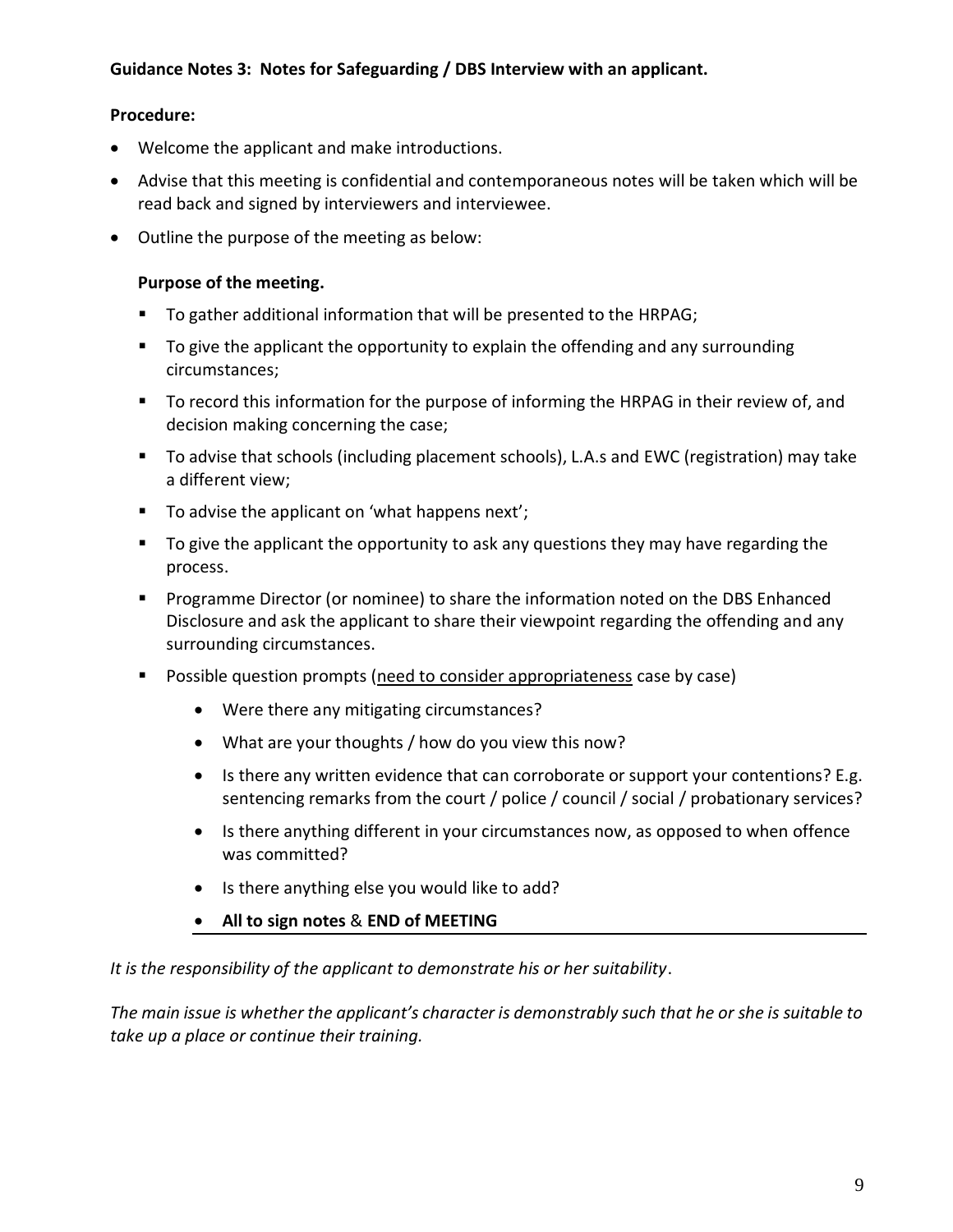**Guidance Notes 3: Notes for Safeguarding / DBS Interview with an applicant.**

**Procedure:**

- Welcome the applicant and make introductions.
- Advise that this meeting is confidential and contemporaneous notes will be taken which will be read back and signed by interviewers and interviewee.
- Outline the purpose of the meeting as below:

  **Purpose of the meeting.**

  - To gather additional information that will be presented to the HRPAG;
  - To give the applicant the opportunity to explain the offending and any surrounding circumstances;
  - To record this information for the purpose of informing the HRPAG in their review of, and decision making concerning the case;
  - To advise that schools (including placement schools), L.A.s and EWC (registration) may take a different view;
  - To advise the applicant on 'what happens next';
  - To give the applicant the opportunity to ask any questions they may have regarding the process.
  - Programme Director (or nominee) to share the information noted on the DBS Enhanced Disclosure and ask the applicant to share their viewpoint regarding the offending and any surrounding circumstances.
  - Possible question prompts (<u>need to consider appropriateness</u> case by case)
    - Were there any mitigating circumstances?
    - What are your thoughts / how do you view this now?
    - Is there any written evidence that can corroborate or support your contentions? E.g. sentencing remarks from the court / police / council / social / probationary services?
    - Is there anything different in your circumstances now, as opposed to when offence was committed?
    - Is there anything else you would like to add?
    - **All to sign notes** & **END of MEETING**

---

*It is the responsibility of the applicant to demonstrate his or her suitability*.

*The main issue is whether the applicant's character is demonstrably such that he or she is suitable to take up a place or continue their training.*